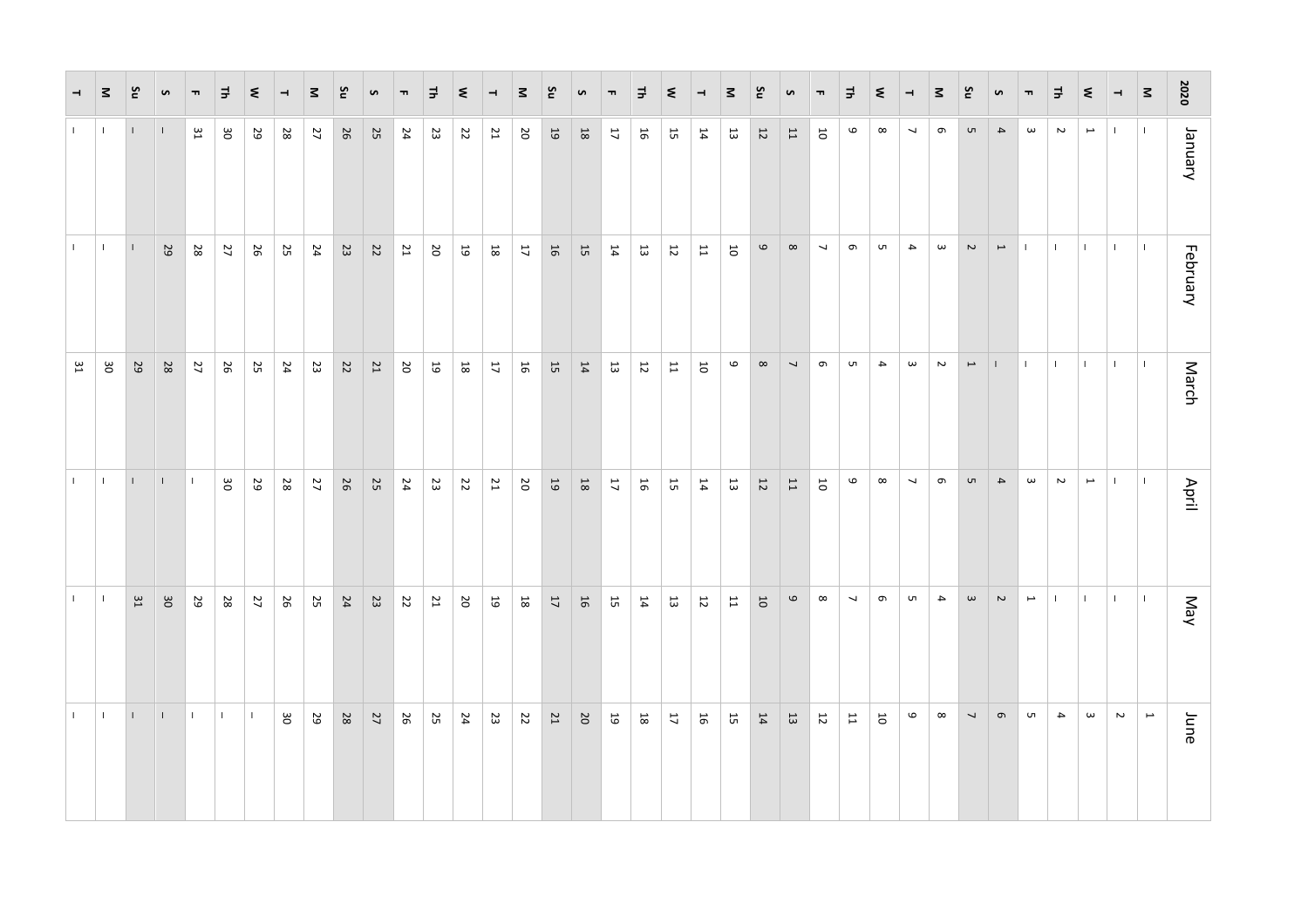| 2020 | January | February | March | April | May | June |
|---|---|---|---|---|---|---|
| M | - | - | - | - | - | 1 |
| T | - | - | - | - | - | 2 |
| W | 1 | - | - | 1 | - | 3 |
| Th | 2 | - | - | 2 | - | 4 |
| F | 3 | - | - | 3 | 1 | 5 |
| S | 4 | 1 | - | 4 | 2 | 6 |
| Su | 5 | 2 | 1 | 5 | 3 | 7 |
| M | 6 | 3 | 2 | 6 | 4 | 8 |
| T | 7 | 4 | 3 | 7 | 5 | 9 |
| W | 8 | 5 | 4 | 8 | 6 | 10 |
| Th | 9 | 6 | 5 | 9 | 7 | 11 |
| F | 10 | 7 | 6 | 10 | 8 | 12 |
| S | 11 | 8 | 7 | 11 | 9 | 13 |
| Su | 12 | 9 | 8 | 12 | 10 | 14 |
| M | 13 | 10 | 9 | 13 | 11 | 15 |
| T | 14 | 11 | 10 | 14 | 12 | 16 |
| W | 15 | 12 | 11 | 15 | 13 | 17 |
| Th | 16 | 13 | 12 | 16 | 14 | 18 |
| F | 17 | 14 | 13 | 17 | 15 | 19 |
| S | 18 | 15 | 14 | 18 | 16 | 20 |
| Su | 19 | 16 | 15 | 19 | 17 | 21 |
| M | 20 | 17 | 16 | 20 | 18 | 22 |
| T | 21 | 18 | 17 | 21 | 19 | 23 |
| W | 22 | 19 | 18 | 22 | 20 | 24 |
| Th | 23 | 20 | 19 | 23 | 21 | 25 |
| F | 24 | 21 | 20 | 24 | 22 | 26 |
| S | 25 | 22 | 21 | 25 | 23 | 27 |
| Su | 26 | 23 | 22 | 26 | 24 | 28 |
| M | 27 | 24 | 23 | 27 | 25 | 29 |
| T | 28 | 25 | 24 | 28 | 26 | 30 |
| W | 29 | 26 | 25 | 29 | 27 | - |
| Th | 30 | 27 | 26 | 30 | 28 | - |
| F | 31 | 28 | 27 | - | 29 | - |
| S | - | 29 | 28 | - | 30 | - |
| Su | - | - | 29 | - | 31 | - |
| M | - | - | 30 | - | - | - |
| T | - | - | 31 | - | - | - |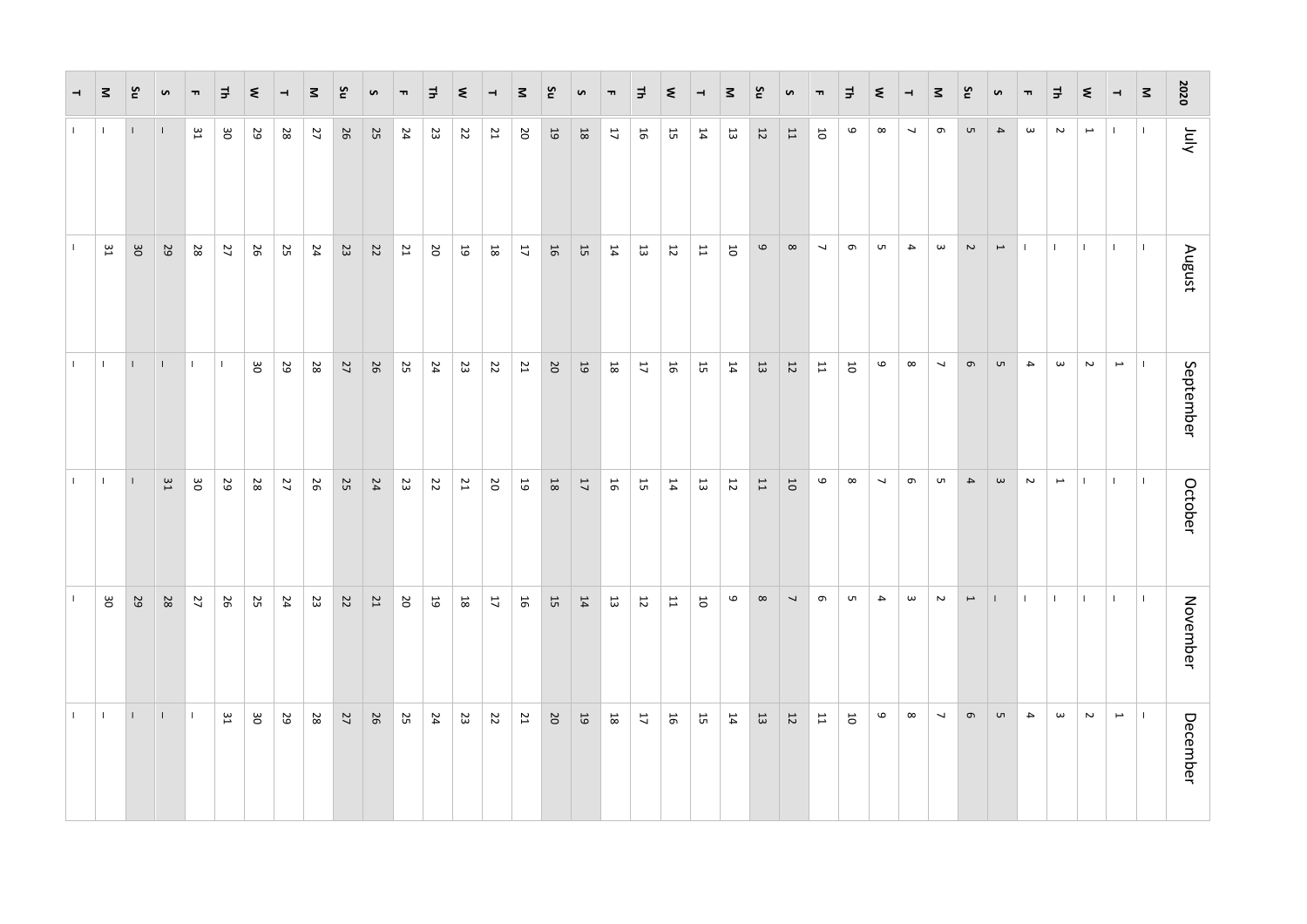| 2020 | July | August | September | October | November | December |
|---|---|---|---|---|---|---|
| M | – | – | – | – | – | – |
| T | – | – | 1 | – | – | 1 |
| W | 1 | – | 2 | – | – | 2 |
| Th | 2 | – | 3 | 1 | – | 3 |
| F | 3 | – | 4 | 2 | – | 4 |
| S | 4 | 1 | 5 | 3 | – | 5 |
| Su | 5 | 2 | 6 | 4 | 1 | 6 |
| M | 6 | 3 | 7 | 5 | 2 | 7 |
| T | 7 | 4 | 8 | 6 | 3 | 8 |
| W | 8 | 5 | 9 | 7 | 4 | 9 |
| Th | 9 | 6 | 10 | 8 | 5 | 10 |
| F | 10 | 7 | 11 | 9 | 6 | 11 |
| S | 11 | 8 | 12 | 10 | 7 | 12 |
| Su | 12 | 9 | 13 | 11 | 8 | 13 |
| M | 13 | 10 | 14 | 12 | 9 | 14 |
| T | 14 | 11 | 15 | 13 | 10 | 15 |
| W | 15 | 12 | 16 | 14 | 11 | 16 |
| Th | 16 | 13 | 17 | 15 | 12 | 17 |
| F | 17 | 14 | 18 | 16 | 13 | 18 |
| S | 18 | 15 | 19 | 17 | 14 | 19 |
| Su | 19 | 16 | 20 | 18 | 15 | 20 |
| M | 20 | 17 | 21 | 19 | 16 | 21 |
| T | 21 | 18 | 22 | 20 | 17 | 22 |
| W | 22 | 19 | 23 | 21 | 18 | 23 |
| Th | 23 | 20 | 24 | 22 | 19 | 24 |
| F | 24 | 21 | 25 | 23 | 20 | 25 |
| S | 25 | 22 | 26 | 24 | 21 | 26 |
| Su | 26 | 23 | 27 | 25 | 22 | 27 |
| M | 27 | 24 | 28 | 26 | 23 | 28 |
| T | 28 | 25 | 29 | 27 | 24 | 29 |
| W | 29 | 26 | 30 | 28 | 25 | 30 |
| Th | 30 | 27 | – | 29 | 26 | 31 |
| F | 31 | 28 | – | 30 | 27 | – |
| S | – | 29 | – | 31 | 28 | – |
| Su | – | 30 | – | – | 29 | – |
| M | – | 31 | – | – | 30 | – |
| T | – | – | – | – | – | – |